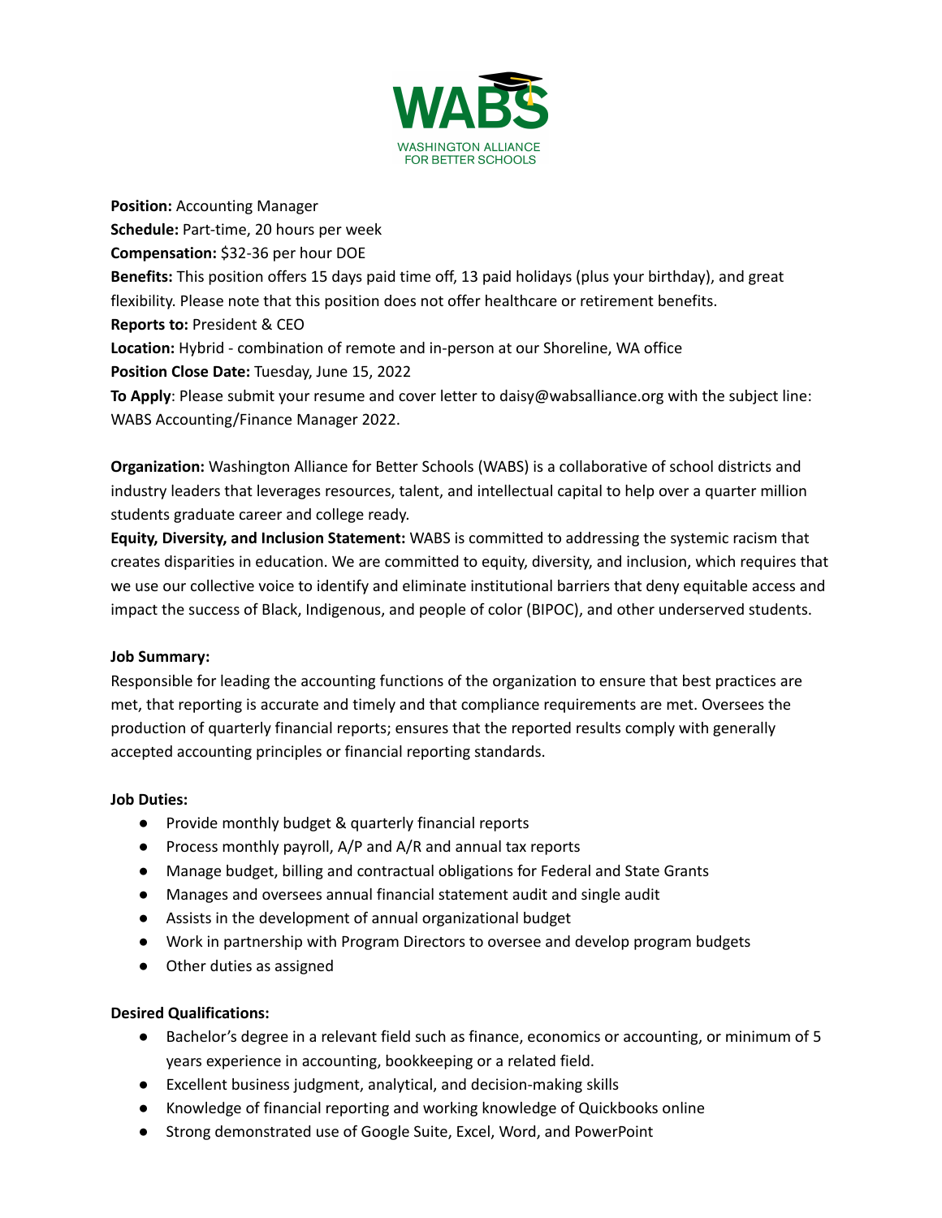WABS
WASHINGTON ALLIANCE FOR BETTER SCHOOLS

**Position:** Accounting Manager
**Schedule:** Part-time, 20 hours per week
**Compensation:** $32-36 per hour DOE
**Benefits:** This position offers 15 days paid time off, 13 paid holidays (plus your birthday), and great flexibility. Please note that this position does not offer healthcare or retirement benefits.
**Reports to:** President & CEO
**Location:** Hybrid - combination of remote and in-person at our Shoreline, WA office
**Position Close Date:** Tuesday, June 15, 2022
**To Apply**: Please submit your resume and cover letter to daisy@wabsalliance.org with the subject line: WABS Accounting/Finance Manager 2022.

**Organization:** Washington Alliance for Better Schools (WABS) is a collaborative of school districts and industry leaders that leverages resources, talent, and intellectual capital to help over a quarter million students graduate career and college ready.
**Equity, Diversity, and Inclusion Statement:** WABS is committed to addressing the systemic racism that creates disparities in education. We are committed to equity, diversity, and inclusion, which requires that we use our collective voice to identify and eliminate institutional barriers that deny equitable access and impact the success of Black, Indigenous, and people of color (BIPOC), and other underserved students.

**Job Summary:**
Responsible for leading the accounting functions of the organization to ensure that best practices are met, that reporting is accurate and timely and that compliance requirements are met. Oversees the production of quarterly financial reports; ensures that the reported results comply with generally accepted accounting principles or financial reporting standards.

**Job Duties:**

- Provide monthly budget & quarterly financial reports
- Process monthly payroll, A/P and A/R and annual tax reports
- Manage budget, billing and contractual obligations for Federal and State Grants
- Manages and oversees annual financial statement audit and single audit
- Assists in the development of annual organizational budget
- Work in partnership with Program Directors to oversee and develop program budgets
- Other duties as assigned

**Desired Qualifications:**

- Bachelor's degree in a relevant field such as finance, economics or accounting, or minimum of 5 years experience in accounting, bookkeeping or a related field.
- Excellent business judgment, analytical, and decision-making skills
- Knowledge of financial reporting and working knowledge of Quickbooks online
- Strong demonstrated use of Google Suite, Excel, Word, and PowerPoint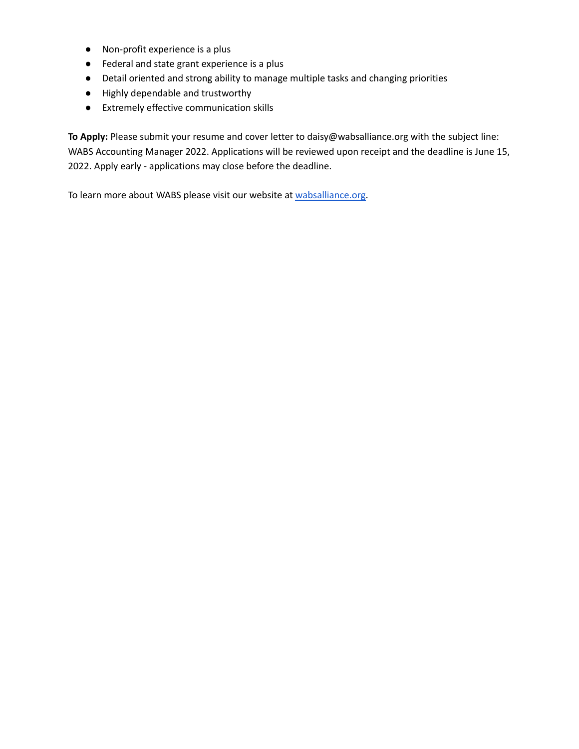- Non-profit experience is a plus
- Federal and state grant experience is a plus
- Detail oriented and strong ability to manage multiple tasks and changing priorities
- Highly dependable and trustworthy
- Extremely effective communication skills

**To Apply:** Please submit your resume and cover letter to daisy@wabsalliance.org with the subject line: WABS Accounting Manager 2022. Applications will be reviewed upon receipt and the deadline is June 15, 2022. Apply early - applications may close before the deadline.

To learn more about WABS please visit our website at [wabsalliance.org](wabsalliance.org).